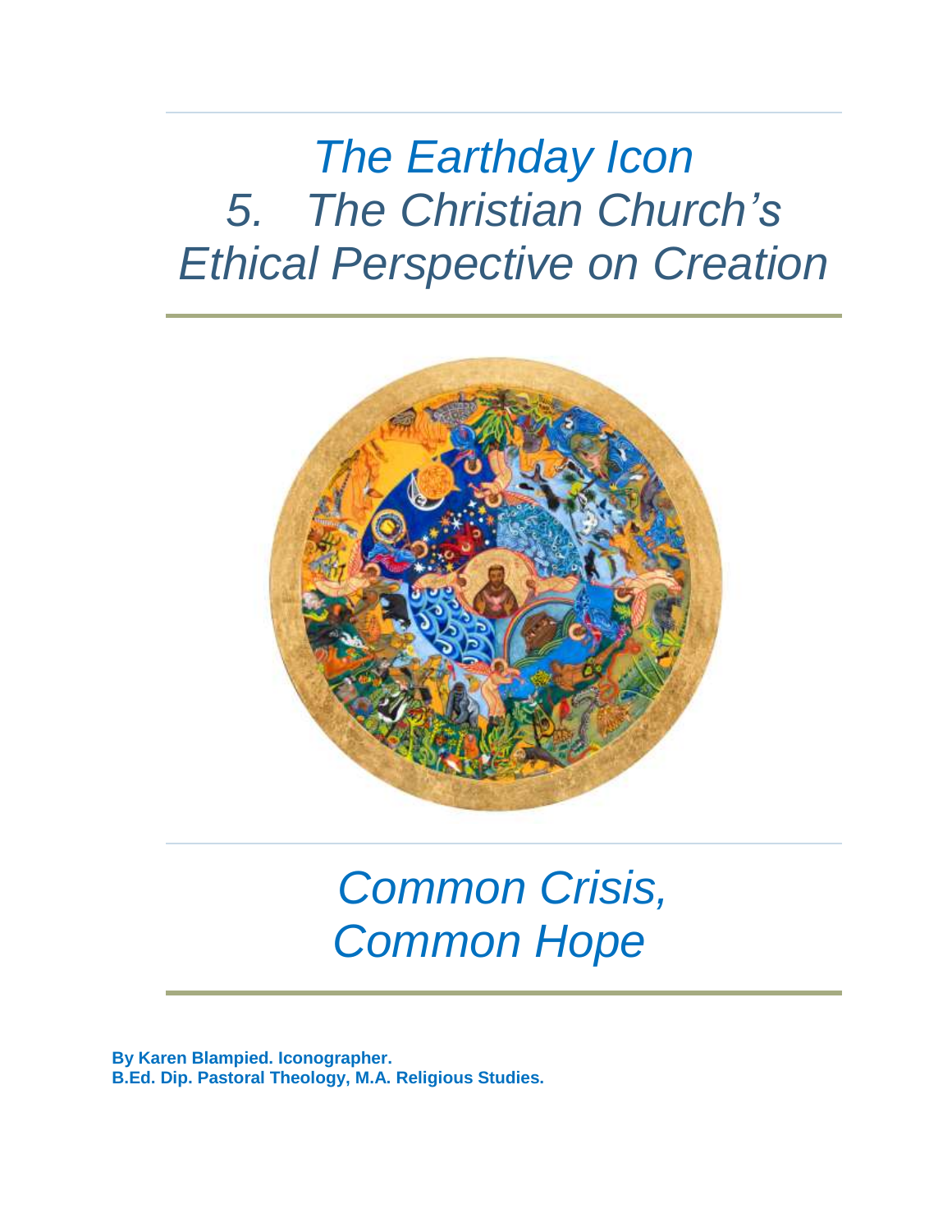# The Earthday Icon
# 5. The Christian Church's Ethical Perspective on Creation

## Common Crisis, Common Hope

**By Karen Blampied. Iconographer.**
**B.Ed. Dip. Pastoral Theology, M.A. Religious Studies.**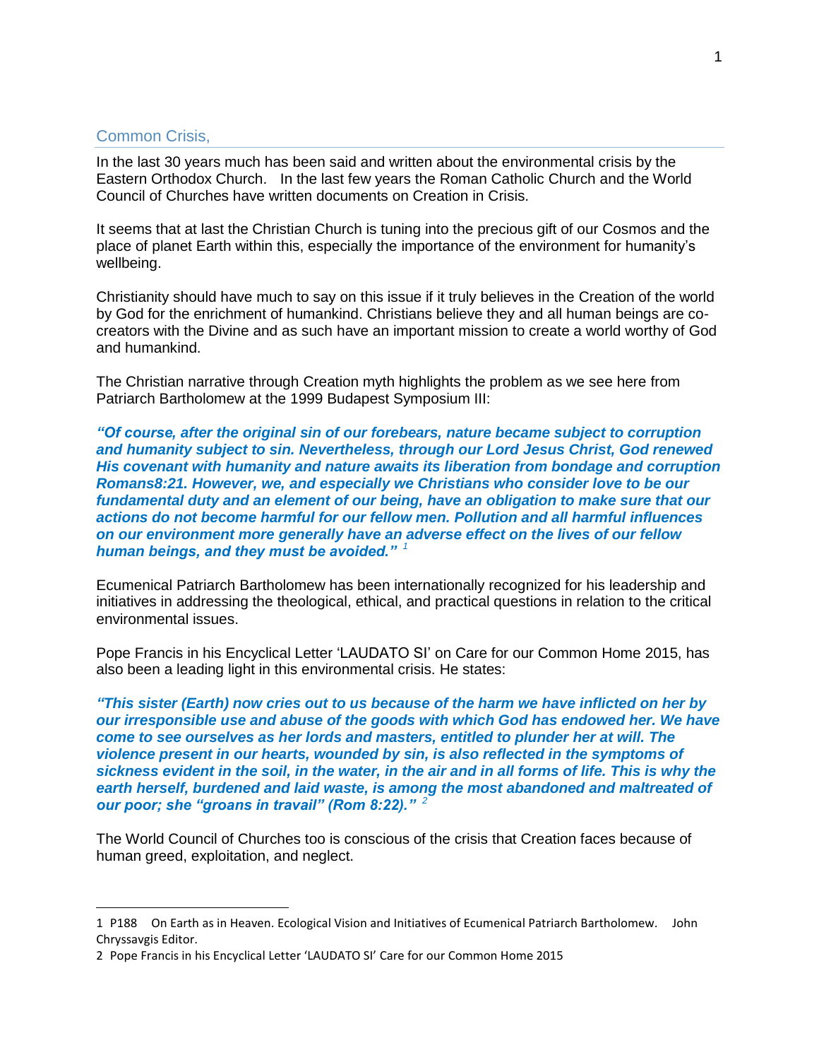## Common Crisis,

In the last 30 years much has been said and written about the environmental crisis by the Eastern Orthodox Church. In the last few years the Roman Catholic Church and the World Council of Churches have written documents on Creation in Crisis.

It seems that at last the Christian Church is tuning into the precious gift of our Cosmos and the place of planet Earth within this, especially the importance of the environment for humanity's wellbeing.

Christianity should have much to say on this issue if it truly believes in the Creation of the world by God for the enrichment of humankind. Christians believe they and all human beings are co-creators with the Divine and as such have an important mission to create a world worthy of God and humankind.

The Christian narrative through Creation myth highlights the problem as we see here from Patriarch Bartholomew at the 1999 Budapest Symposium III:

***"Of course, after the original sin of our forebears, nature became subject to corruption and humanity subject to sin. Nevertheless, through our Lord Jesus Christ, God renewed His covenant with humanity and nature awaits its liberation from bondage and corruption Romans8:21. However, we, and especially we Christians who consider love to be our fundamental duty and an element of our being, have an obligation to make sure that our actions do not become harmful for our fellow men. Pollution and all harmful influences on our environment more generally have an adverse effect on the lives of our fellow human beings, and they must be avoided."*** [1]

Ecumenical Patriarch Bartholomew has been internationally recognized for his leadership and initiatives in addressing the theological, ethical, and practical questions in relation to the critical environmental issues.

Pope Francis in his Encyclical Letter 'LAUDATO SI' on Care for our Common Home 2015, has also been a leading light in this environmental crisis. He states:

***"This sister (Earth) now cries out to us because of the harm we have inflicted on her by our irresponsible use and abuse of the goods with which God has endowed her. We have come to see ourselves as her lords and masters, entitled to plunder her at will. The violence present in our hearts, wounded by sin, is also reflected in the symptoms of sickness evident in the soil, in the water, in the air and in all forms of life. This is why the earth herself, burdened and laid waste, is among the most abandoned and maltreated of our poor; she "groans in travail" (Rom 8:22)."*** [2]

The World Council of Churches too is conscious of the crisis that Creation faces because of human greed, exploitation, and neglect.

---

1 P188 On Earth as in Heaven. Ecological Vision and Initiatives of Ecumenical Patriarch Bartholomew. John Chryssavgis Editor.

2 Pope Francis in his Encyclical Letter 'LAUDATO SI' Care for our Common Home 2015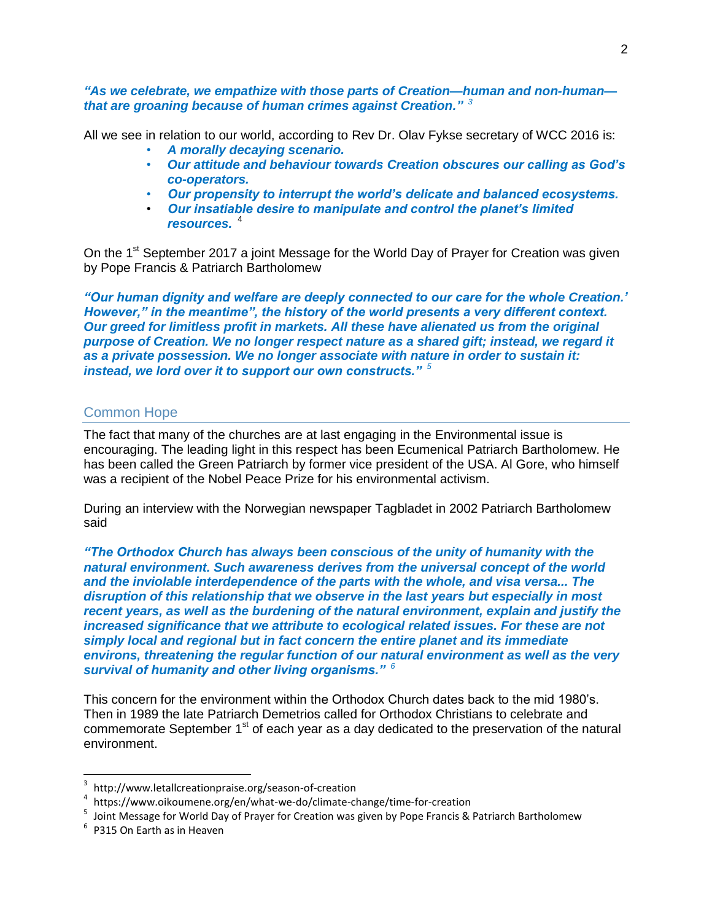***"As we celebrate, we empathize with those parts of Creation—human and non-human—that are groaning because of human crimes against Creation."*** [3]

All we see in relation to our world, according to Rev Dr. Olav Fykse secretary of WCC 2016 is:

- ***A morally decaying scenario.***
- ***Our attitude and behaviour towards Creation obscures our calling as God's co-operators.***
- ***Our propensity to interrupt the world's delicate and balanced ecosystems.***
- ***Our insatiable desire to manipulate and control the planet's limited resources.*** [4]

On the 1st September 2017 a joint Message for the World Day of Prayer for Creation was given by Pope Francis & Patriarch Bartholomew

***"Our human dignity and welfare are deeply connected to our care for the whole Creation.' However," in the meantime", the history of the world presents a very different context. Our greed for limitless profit in markets. All these have alienated us from the original purpose of Creation. We no longer respect nature as a shared gift; instead, we regard it as a private possession. We no longer associate with nature in order to sustain it: instead, we lord over it to support our own constructs."*** [5]

## Common Hope

The fact that many of the churches are at last engaging in the Environmental issue is encouraging. The leading light in this respect has been Ecumenical Patriarch Bartholomew. He has been called the Green Patriarch by former vice president of the USA. Al Gore, who himself was a recipient of the Nobel Peace Prize for his environmental activism.

During an interview with the Norwegian newspaper Tagbladet in 2002 Patriarch Bartholomew said

***"The Orthodox Church has always been conscious of the unity of humanity with the natural environment. Such awareness derives from the universal concept of the world and the inviolable interdependence of the parts with the whole, and visa versa... The disruption of this relationship that we observe in the last years but especially in most recent years, as well as the burdening of the natural environment, explain and justify the increased significance that we attribute to ecological related issues. For these are not simply local and regional but in fact concern the entire planet and its immediate environs, threatening the regular function of our natural environment as well as the very survival of humanity and other living organisms."*** [6]

This concern for the environment within the Orthodox Church dates back to the mid 1980's. Then in 1989 the late Patriarch Demetrios called for Orthodox Christians to celebrate and commemorate September 1st of each year as a day dedicated to the preservation of the natural environment.

---

[3] http://www.letallcreationpraise.org/season-of-creation

[4] https://www.oikoumene.org/en/what-we-do/climate-change/time-for-creation

[5] Joint Message for World Day of Prayer for Creation was given by Pope Francis & Patriarch Bartholomew

[6] P315 On Earth as in Heaven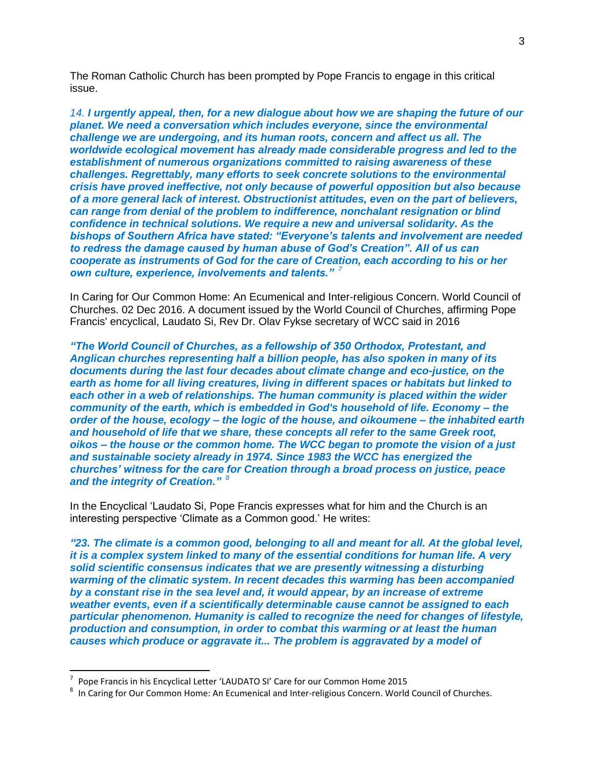The Roman Catholic Church has been prompted by Pope Francis to engage in this critical issue.

*14. **I urgently appeal, then, for a new dialogue about how we are shaping the future of our planet. We need a conversation which includes everyone, since the environmental challenge we are undergoing, and its human roots, concern and affect us all. The worldwide ecological movement has already made considerable progress and led to the establishment of numerous organizations committed to raising awareness of these challenges. Regrettably, many efforts to seek concrete solutions to the environmental crisis have proved ineffective, not only because of powerful opposition but also because of a more general lack of interest. Obstructionist attitudes, even on the part of believers, can range from denial of the problem to indifference, nonchalant resignation or blind confidence in technical solutions. We require a new and universal solidarity. As the bishops of Southern Africa have stated: "Everyone's talents and involvement are needed to redress the damage caused by human abuse of God's Creation". All of us can cooperate as instruments of God for the care of Creation, each according to his or her own culture, experience, involvements and talents."** [7]*

In Caring for Our Common Home: An Ecumenical and Inter-religious Concern. World Council of Churches. 02 Dec 2016. A document issued by the World Council of Churches, affirming Pope Francis' encyclical, Laudato Si, Rev Dr. Olav Fykse secretary of WCC said in 2016

***"The World Council of Churches, as a fellowship of 350 Orthodox, Protestant, and Anglican churches representing half a billion people, has also spoken in many of its documents during the last four decades about climate change and eco-justice, on the earth as home for all living creatures, living in different spaces or habitats but linked to each other in a web of relationships. The human community is placed within the wider community of the earth, which is embedded in God's household of life. Economy – the order of the house, ecology – the logic of the house, and oikoumene – the inhabited earth and household of life that we share, these concepts all refer to the same Greek root, oikos – the house or the common home. The WCC began to promote the vision of a just and sustainable society already in 1974. Since 1983 the WCC has energized the churches' witness for the care for Creation through a broad process on justice, peace and the integrity of Creation."** [8]*

In the Encyclical 'Laudato Si, Pope Francis expresses what for him and the Church is an interesting perspective 'Climate as a Common good.' He writes:

***"23. The climate is a common good, belonging to all and meant for all. At the global level, it is a complex system linked to many of the essential conditions for human life. A very solid scientific consensus indicates that we are presently witnessing a disturbing warming of the climatic system. In recent decades this warming has been accompanied by a constant rise in the sea level and, it would appear, by an increase of extreme weather events, even if a scientifically determinable cause cannot be assigned to each particular phenomenon. Humanity is called to recognize the need for changes of lifestyle, production and consumption, in order to combat this warming or at least the human causes which produce or aggravate it... The problem is aggravated by a model of***

---

[7] Pope Francis in his Encyclical Letter 'LAUDATO SI' Care for our Common Home 2015

[8] In Caring for Our Common Home: An Ecumenical and Inter-religious Concern. World Council of Churches.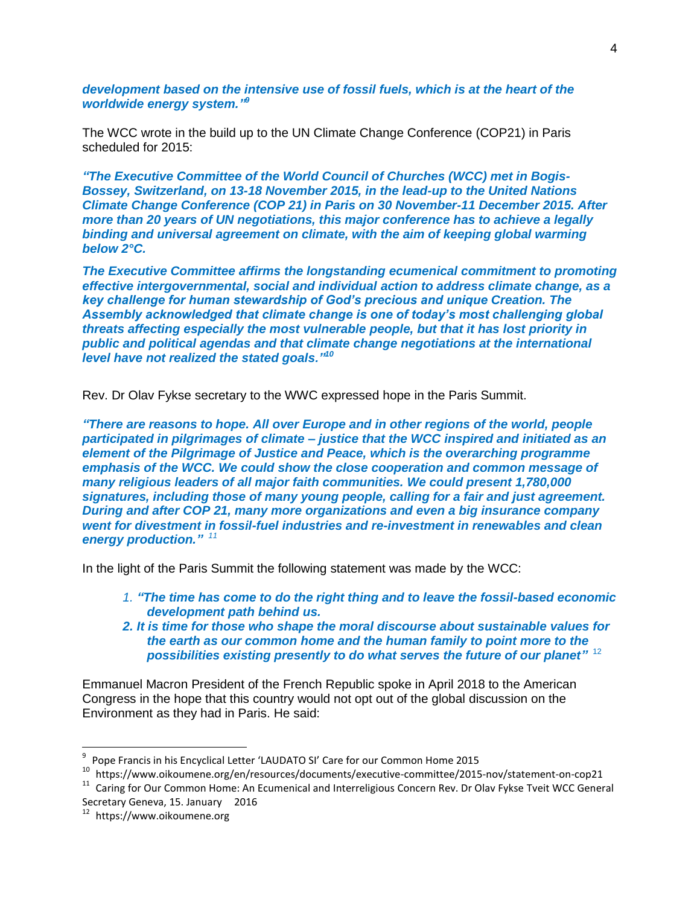***development based on the intensive use of fossil fuels, which is at the heart of the worldwide energy system."***[9]

The WCC wrote in the build up to the UN Climate Change Conference (COP21) in Paris scheduled for 2015:

***"The Executive Committee of the World Council of Churches (WCC) met in Bogis-Bossey, Switzerland, on 13-18 November 2015, in the lead-up to the United Nations Climate Change Conference (COP 21) in Paris on 30 November-11 December 2015. After more than 20 years of UN negotiations, this major conference has to achieve a legally binding and universal agreement on climate, with the aim of keeping global warming below 2°C.***

***The Executive Committee affirms the longstanding ecumenical commitment to promoting effective intergovernmental, social and individual action to address climate change, as a key challenge for human stewardship of God's precious and unique Creation. The Assembly acknowledged that climate change is one of today's most challenging global threats affecting especially the most vulnerable people, but that it has lost priority in public and political agendas and that climate change negotiations at the international level have not realized the stated goals."***[10]

Rev. Dr Olav Fykse secretary to the WWC expressed hope in the Paris Summit.

***"There are reasons to hope. All over Europe and in other regions of the world, people participated in pilgrimages of climate – justice that the WCC inspired and initiated as an element of the Pilgrimage of Justice and Peace, which is the overarching programme emphasis of the WCC. We could show the close cooperation and common message of many religious leaders of all major faith communities. We could present 1,780,000 signatures, including those of many young people, calling for a fair and just agreement. During and after COP 21, many more organizations and even a big insurance company went for divestment in fossil-fuel industries and re-investment in renewables and clean energy production."*** [11]

In the light of the Paris Summit the following statement was made by the WCC:

1. ***"The time has come to do the right thing and to leave the fossil-based economic development path behind us.***
2. ***It is time for those who shape the moral discourse about sustainable values for the earth as our common home and the human family to point more to the possibilities existing presently to do what serves the future of our planet"*** [12]

Emmanuel Macron President of the French Republic spoke in April 2018 to the American Congress in the hope that this country would not opt out of the global discussion on the Environment as they had in Paris. He said:

---

[9] Pope Francis in his Encyclical Letter 'LAUDATO SI' Care for our Common Home 2015

[10] https://www.oikoumene.org/en/resources/documents/executive-committee/2015-nov/statement-on-cop21

[11] Caring for Our Common Home: An Ecumenical and Interreligious Concern Rev. Dr Olav Fykse Tveit WCC General Secretary Geneva, 15. January 2016

[12] https://www.oikoumene.org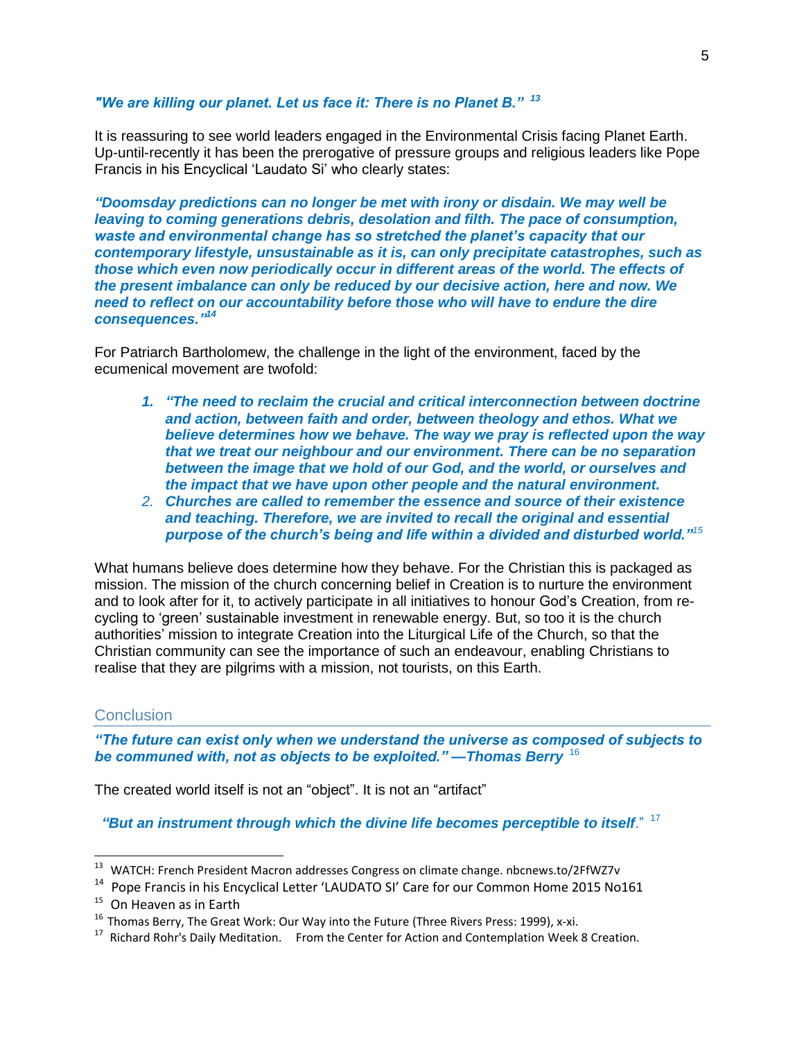***"We are killing our planet. Let us face it: There is no Planet B."*** [13]

It is reassuring to see world leaders engaged in the Environmental Crisis facing Planet Earth. Up-until-recently it has been the prerogative of pressure groups and religious leaders like Pope Francis in his Encyclical 'Laudato Si' who clearly states:

***"Doomsday predictions can no longer be met with irony or disdain. We may well be leaving to coming generations debris, desolation and filth. The pace of consumption, waste and environmental change has so stretched the planet's capacity that our contemporary lifestyle, unsustainable as it is, can only precipitate catastrophes, such as those which even now periodically occur in different areas of the world. The effects of the present imbalance can only be reduced by our decisive action, here and now. We need to reflect on our accountability before those who will have to endure the dire consequences."*** [14]

For Patriarch Bartholomew, the challenge in the light of the environment, faced by the ecumenical movement are twofold:

1. ***"The need to reclaim the crucial and critical interconnection between doctrine and action, between faith and order, between theology and ethos. What we believe determines how we behave. The way we pray is reflected upon the way that we treat our neighbour and our environment. There can be no separation between the image that we hold of our God, and the world, or ourselves and the impact that we have upon other people and the natural environment.***
2. ***Churches are called to remember the essence and source of their existence and teaching. Therefore, we are invited to recall the original and essential purpose of the church's being and life within a divided and disturbed world."*** [15]

What humans believe does determine how they behave. For the Christian this is packaged as mission. The mission of the church concerning belief in Creation is to nurture the environment and to look after for it, to actively participate in all initiatives to honour God's Creation, from re-cycling to 'green' sustainable investment in renewable energy. But, so too it is the church authorities' mission to integrate Creation into the Liturgical Life of the Church, so that the Christian community can see the importance of such an endeavour, enabling Christians to realise that they are pilgrims with a mission, not tourists, on this Earth.

## Conclusion

***"The future can exist only when we understand the universe as composed of subjects to be communed with, not as objects to be exploited." —Thomas Berry*** [16]

The created world itself is not an "object". It is not an "artifact"

***"But an instrument through which the divine life becomes perceptible to itself."*** [17]

---

[13] WATCH: French President Macron addresses Congress on climate change. nbcnews.to/2FfWZ7v

[14] Pope Francis in his Encyclical Letter 'LAUDATO SI' Care for our Common Home 2015 No161

[15] On Heaven as in Earth

[16] Thomas Berry, The Great Work: Our Way into the Future (Three Rivers Press: 1999), x-xi.

[17] Richard Rohr's Daily Meditation. From the Center for Action and Contemplation Week 8 Creation.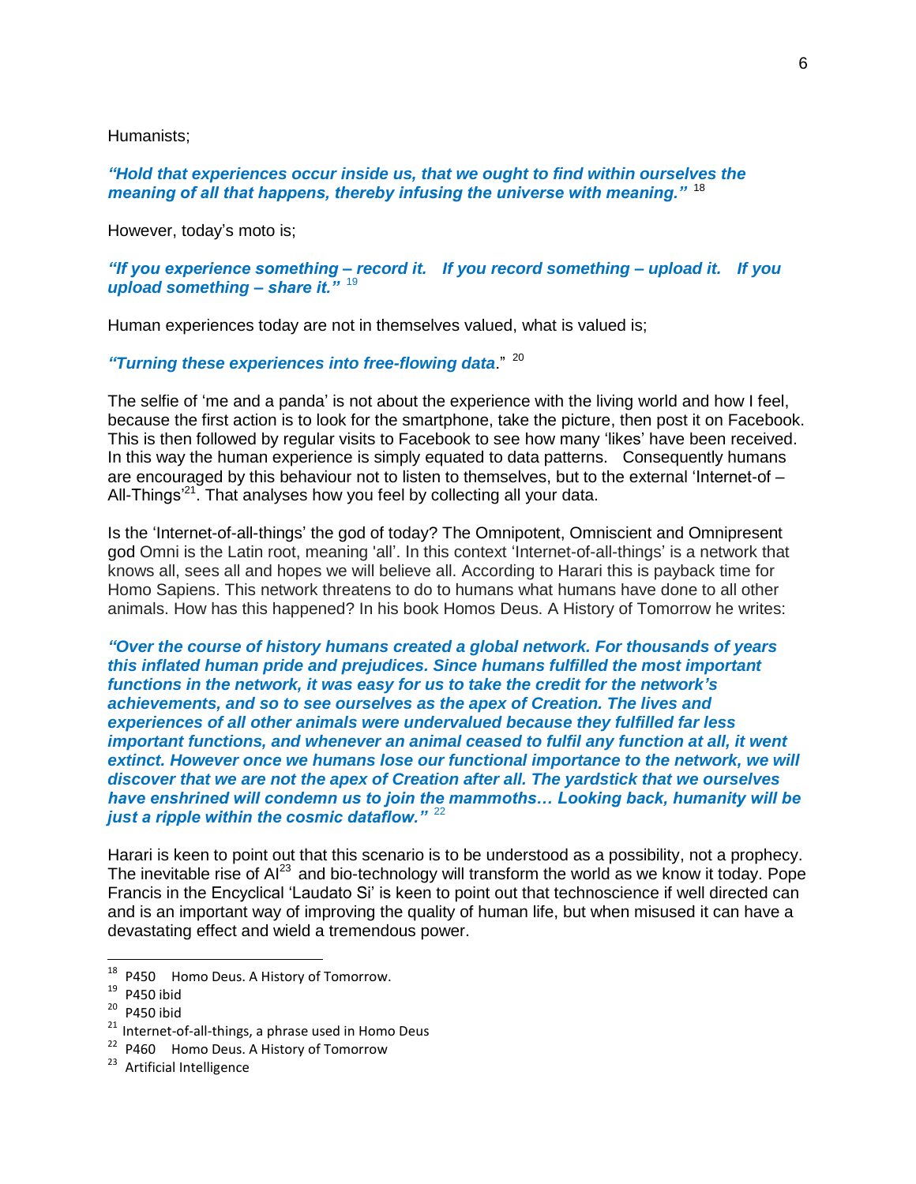Humanists;

***"Hold that experiences occur inside us, that we ought to find within ourselves the meaning of all that happens, thereby infusing the universe with meaning."*** [18]

However, today's moto is;

***"If you experience something – record it. If you record something – upload it. If you upload something – share it."*** [19]

Human experiences today are not in themselves valued, what is valued is;

***"Turning these experiences into free-flowing data***." [20]

The selfie of 'me and a panda' is not about the experience with the living world and how I feel, because the first action is to look for the smartphone, take the picture, then post it on Facebook. This is then followed by regular visits to Facebook to see how many 'likes' have been received. In this way the human experience is simply equated to data patterns. Consequently humans are encouraged by this behaviour not to listen to themselves, but to the external 'Internet-of – All-Things'[21]. That analyses how you feel by collecting all your data.

Is the 'Internet-of-all-things' the god of today? The Omnipotent, Omniscient and Omnipresent god Omni is the Latin root, meaning 'all'. In this context 'Internet-of-all-things' is a network that knows all, sees all and hopes we will believe all. According to Harari this is payback time for Homo Sapiens. This network threatens to do to humans what humans have done to all other animals. How has this happened? In his book Homos Deus. A History of Tomorrow he writes:

***"Over the course of history humans created a global network. For thousands of years this inflated human pride and prejudices. Since humans fulfilled the most important functions in the network, it was easy for us to take the credit for the network's achievements, and so to see ourselves as the apex of Creation. The lives and experiences of all other animals were undervalued because they fulfilled far less important functions, and whenever an animal ceased to fulfil any function at all, it went extinct. However once we humans lose our functional importance to the network, we will discover that we are not the apex of Creation after all. The yardstick that we ourselves have enshrined will condemn us to join the mammoths… Looking back, humanity will be just a ripple within the cosmic dataflow."*** [22]

Harari is keen to point out that this scenario is to be understood as a possibility, not a prophecy. The inevitable rise of AI[23] and bio-technology will transform the world as we know it today. Pope Francis in the Encyclical 'Laudato Si' is keen to point out that technoscience if well directed can and is an important way of improving the quality of human life, but when misused it can have a devastating effect and wield a tremendous power.

---

[18] P450 Homo Deus. A History of Tomorrow.

[19] P450 ibid

[20] P450 ibid

[21] Internet-of-all-things, a phrase used in Homo Deus

[22] P460 Homo Deus. A History of Tomorrow

[23] Artificial Intelligence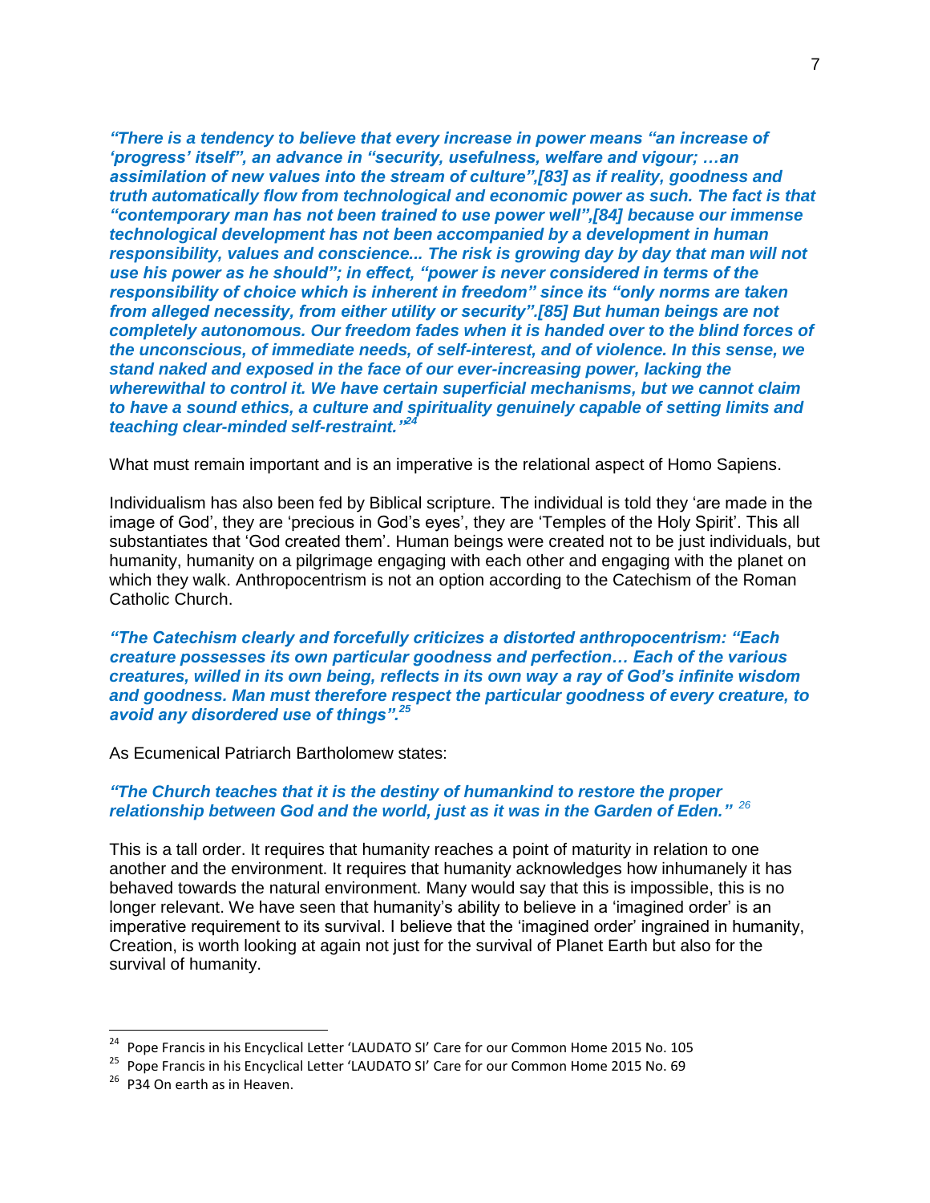***"There is a tendency to believe that every increase in power means "an increase of 'progress' itself", an advance in "security, usefulness, welfare and vigour; …an assimilation of new values into the stream of culture",[83] as if reality, goodness and truth automatically flow from technological and economic power as such. The fact is that "contemporary man has not been trained to use power well",[84] because our immense technological development has not been accompanied by a development in human responsibility, values and conscience... The risk is growing day by day that man will not use his power as he should"; in effect, "power is never considered in terms of the responsibility of choice which is inherent in freedom" since its "only norms are taken from alleged necessity, from either utility or security".[85] But human beings are not completely autonomous. Our freedom fades when it is handed over to the blind forces of the unconscious, of immediate needs, of self-interest, and of violence. In this sense, we stand naked and exposed in the face of our ever-increasing power, lacking the wherewithal to control it. We have certain superficial mechanisms, but we cannot claim to have a sound ethics, a culture and spirituality genuinely capable of setting limits and teaching clear-minded self-restraint."***[24]

What must remain important and is an imperative is the relational aspect of Homo Sapiens.

Individualism has also been fed by Biblical scripture. The individual is told they 'are made in the image of God', they are 'precious in God's eyes', they are 'Temples of the Holy Spirit'. This all substantiates that 'God created them'. Human beings were created not to be just individuals, but humanity, humanity on a pilgrimage engaging with each other and engaging with the planet on which they walk. Anthropocentrism is not an option according to the Catechism of the Roman Catholic Church.

***"The Catechism clearly and forcefully criticizes a distorted anthropocentrism: "Each creature possesses its own particular goodness and perfection… Each of the various creatures, willed in its own being, reflects in its own way a ray of God's infinite wisdom and goodness. Man must therefore respect the particular goodness of every creature, to avoid any disordered use of things".***[25]

As Ecumenical Patriarch Bartholomew states:

***"The Church teaches that it is the destiny of humankind to restore the proper relationship between God and the world, just as it was in the Garden of Eden."*** [26]

This is a tall order. It requires that humanity reaches a point of maturity in relation to one another and the environment. It requires that humanity acknowledges how inhumanely it has behaved towards the natural environment. Many would say that this is impossible, this is no longer relevant. We have seen that humanity's ability to believe in a 'imagined order' is an imperative requirement to its survival. I believe that the 'imagined order' ingrained in humanity, Creation, is worth looking at again not just for the survival of Planet Earth but also for the survival of humanity.

---

[24] Pope Francis in his Encyclical Letter 'LAUDATO SI' Care for our Common Home 2015 No. 105

[25] Pope Francis in his Encyclical Letter 'LAUDATO SI' Care for our Common Home 2015 No. 69

[26] P34 On earth as in Heaven.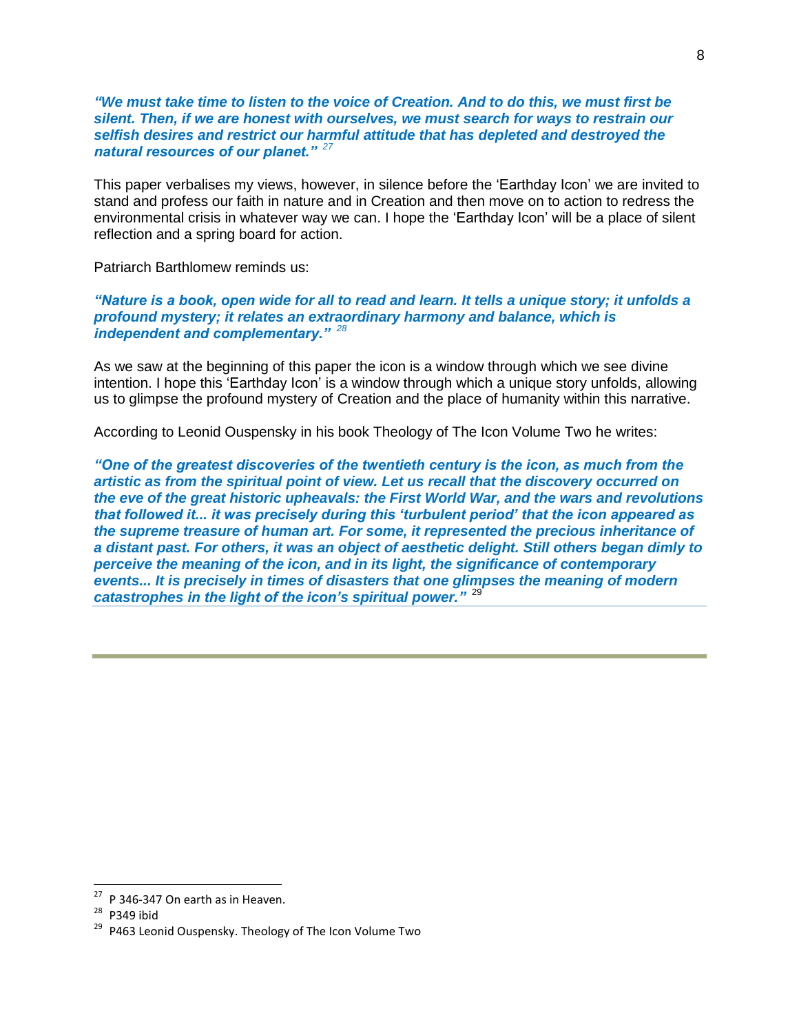***"We must take time to listen to the voice of Creation. And to do this, we must first be silent. Then, if we are honest with ourselves, we must search for ways to restrain our selfish desires and restrict our harmful attitude that has depleted and destroyed the natural resources of our planet."*** [27]

This paper verbalises my views, however, in silence before the 'Earthday Icon' we are invited to stand and profess our faith in nature and in Creation and then move on to action to redress the environmental crisis in whatever way we can. I hope the 'Earthday Icon' will be a place of silent reflection and a spring board for action.

Patriarch Barthlomew reminds us:

***"Nature is a book, open wide for all to read and learn. It tells a unique story; it unfolds a profound mystery; it relates an extraordinary harmony and balance, which is independent and complementary."*** [28]

As we saw at the beginning of this paper the icon is a window through which we see divine intention. I hope this 'Earthday Icon' is a window through which a unique story unfolds, allowing us to glimpse the profound mystery of Creation and the place of humanity within this narrative.

According to Leonid Ouspensky in his book Theology of The Icon Volume Two he writes:

***"One of the greatest discoveries of the twentieth century is the icon, as much from the artistic as from the spiritual point of view. Let us recall that the discovery occurred on the eve of the great historic upheavals: the First World War, and the wars and revolutions that followed it... it was precisely during this 'turbulent period' that the icon appeared as the supreme treasure of human art. For some, it represented the precious inheritance of a distant past. For others, it was an object of aesthetic delight. Still others began dimly to perceive the meaning of the icon, and in its light, the significance of contemporary events... It is precisely in times of disasters that one glimpses the meaning of modern catastrophes in the light of the icon's spiritual power."*** [29]

---

[27] P 346-347 On earth as in Heaven.

[28] P349 ibid

[29] P463 Leonid Ouspensky. Theology of The Icon Volume Two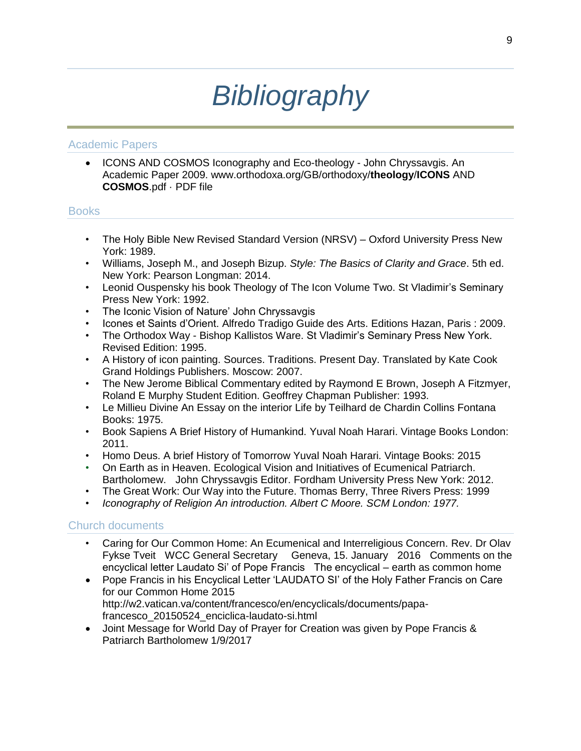# *Bibliography*

## Academic Papers

- ICONS AND COSMOS Iconography and Eco-theology - John Chryssavgis. An Academic Paper 2009. www.orthodoxa.org/GB/orthodoxy/**theology**/**ICONS** AND **COSMOS**.pdf · PDF file

## Books

- The Holy Bible New Revised Standard Version (NRSV) – Oxford University Press New York: 1989.
- Williams, Joseph M., and Joseph Bizup. *Style: The Basics of Clarity and Grace*. 5th ed. New York: Pearson Longman: 2014.
- Leonid Ouspensky his book Theology of The Icon Volume Two. St Vladimir's Seminary Press New York: 1992.
- The Iconic Vision of Nature' John Chryssavgis
- Icones et Saints d'Orient. Alfredo Tradigo Guide des Arts. Editions Hazan, Paris : 2009.
- The Orthodox Way - Bishop Kallistos Ware. St Vladimir's Seminary Press New York. Revised Edition: 1995.
- A History of icon painting. Sources. Traditions. Present Day. Translated by Kate Cook Grand Holdings Publishers. Moscow: 2007.
- The New Jerome Biblical Commentary edited by Raymond E Brown, Joseph A Fitzmyer, Roland E Murphy Student Edition. Geoffrey Chapman Publisher: 1993.
- Le Millieu Divine An Essay on the interior Life by Teilhard de Chardin Collins Fontana Books: 1975.
- Book Sapiens A Brief History of Humankind. Yuval Noah Harari. Vintage Books London: 2011.
- Homo Deus. A brief History of Tomorrow Yuval Noah Harari. Vintage Books: 2015
- On Earth as in Heaven. Ecological Vision and Initiatives of Ecumenical Patriarch. Bartholomew. John Chryssavgis Editor. Fordham University Press New York: 2012.
- The Great Work: Our Way into the Future. Thomas Berry, Three Rivers Press: 1999
- *Iconography of Religion An introduction. Albert C Moore. SCM London: 1977.*

## Church documents

- Caring for Our Common Home: An Ecumenical and Interreligious Concern. Rev. Dr Olav Fykse Tveit WCC General Secretary Geneva, 15. January 2016 Comments on the encyclical letter Laudato Si' of Pope Francis The encyclical – earth as common home
- Pope Francis in his Encyclical Letter 'LAUDATO SI' of the Holy Father Francis on Care for our Common Home 2015 http://w2.vatican.va/content/francesco/en/encyclicals/documents/papa-francesco_20150524_enciclica-laudato-si.html
- Joint Message for World Day of Prayer for Creation was given by Pope Francis & Patriarch Bartholomew 1/9/2017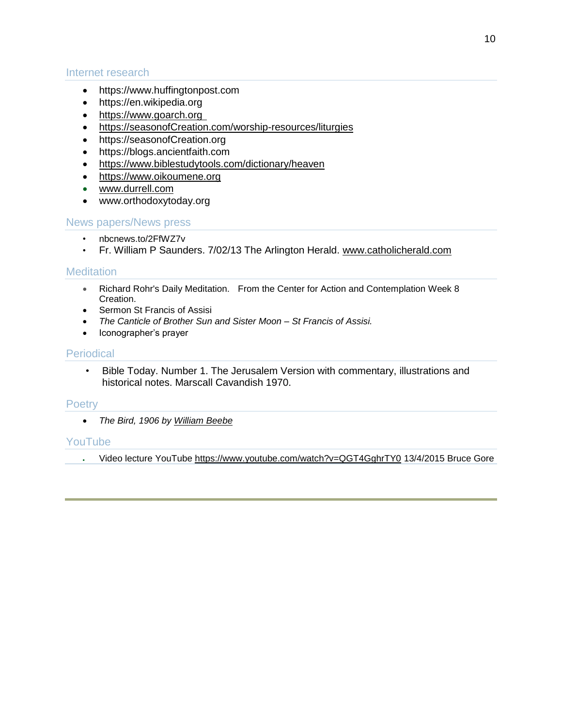## Internet research

- https://www.huffingtonpost.com
- https://en.wikipedia.org
- https://www.goarch.org
- https://seasonofCreation.com/worship-resources/liturgies
- https://seasonofCreation.org
- https://blogs.ancientfaith.com
- https://www.biblestudytools.com/dictionary/heaven
- https://www.oikoumene.org
- www.durrell.com
- www.orthodoxytoday.org

## News papers/News press

- nbcnews.to/2FfWZ7v
- Fr. William P Saunders. 7/02/13 The Arlington Herald. www.catholicherald.com

## Meditation

- Richard Rohr's Daily Meditation. From the Center for Action and Contemplation Week 8 Creation.
- Sermon St Francis of Assisi
- *The Canticle of Brother Sun and Sister Moon – St Francis of Assisi.*
- Iconographer's prayer

## Periodical

- Bible Today. Number 1. The Jerusalem Version with commentary, illustrations and historical notes. Marscall Cavandish 1970.

## Poetry

- *The Bird, 1906 by William Beebe*

## YouTube

- Video lecture YouTube https://www.youtube.com/watch?v=QGT4GghrTY0 13/4/2015 Bruce Gore